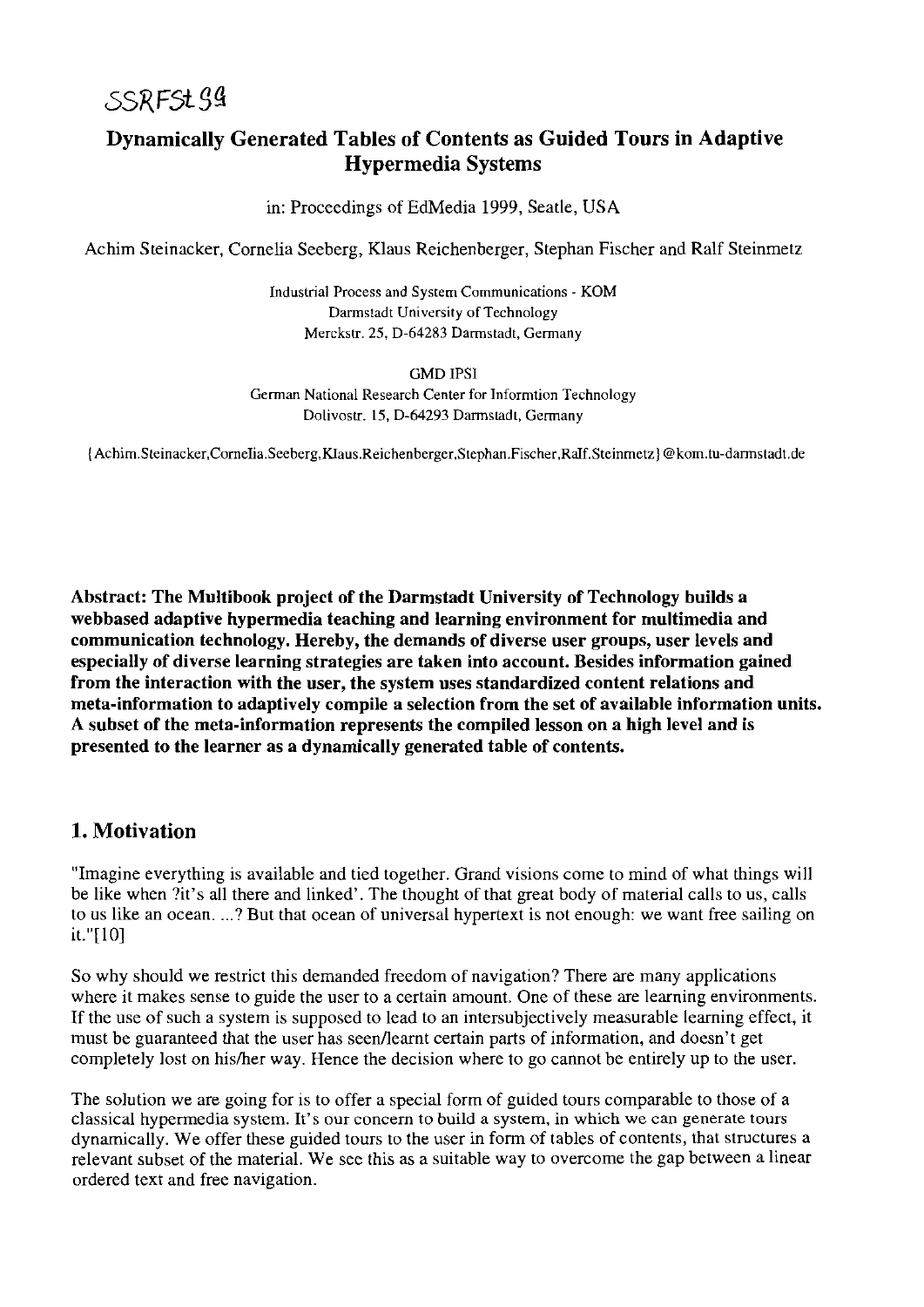SSRFSt99

# Dynamically Generated Tables of Contents as Guided Tours in Adaptive Hypermedia Systems

in: Proceedings of EdMedia 1999, Seatle, USA

Achim Steinacker, Cornelia Seeberg, Klaus Reichenberger, Stephan Fischer and Ralf Steinmetz

Industrial Process and System Communications - KOM
Darmstadt University of Technology
Merckstr. 25, D-64283 Darmstadt, Germany

GMD IPSI
German National Research Center for Informtion Technology
Dolivostr. 15, D-64293 Darmstadt, Germany

{Achim.Steinacker,Cornelia.Seeberg,Klaus.Reichenberger,Stephan.Fischer,Ralf.Steinmetz}@kom.tu-darmstadt.de

**Abstract: The Multibook project of the Darmstadt University of Technology builds a webbased adaptive hypermedia teaching and learning environment for multimedia and communication technology. Hereby, the demands of diverse user groups, user levels and especially of diverse learning strategies are taken into account. Besides information gained from the interaction with the user, the system uses standardized content relations and meta-information to adaptively compile a selection from the set of available information units. A subset of the meta-information represents the compiled lesson on a high level and is presented to the learner as a dynamically generated table of contents.**

## 1. Motivation

"Imagine everything is available and tied together. Grand visions come to mind of what things will be like when ?it's all there and linked'. The thought of that great body of material calls to us, calls to us like an ocean. ...? But that ocean of universal hypertext is not enough: we want free sailing on it."[10]

So why should we restrict this demanded freedom of navigation? There are many applications where it makes sense to guide the user to a certain amount. One of these are learning environments. If the use of such a system is supposed to lead to an intersubjectively measurable learning effect, it must be guaranteed that the user has seen/learnt certain parts of information, and doesn't get completely lost on his/her way. Hence the decision where to go cannot be entirely up to the user.

The solution we are going for is to offer a special form of guided tours comparable to those of a classical hypermedia system. It's our concern to build a system, in which we can generate tours dynamically. We offer these guided tours to the user in form of tables of contents, that structures a relevant subset of the material. We see this as a suitable way to overcome the gap between a linear ordered text and free navigation.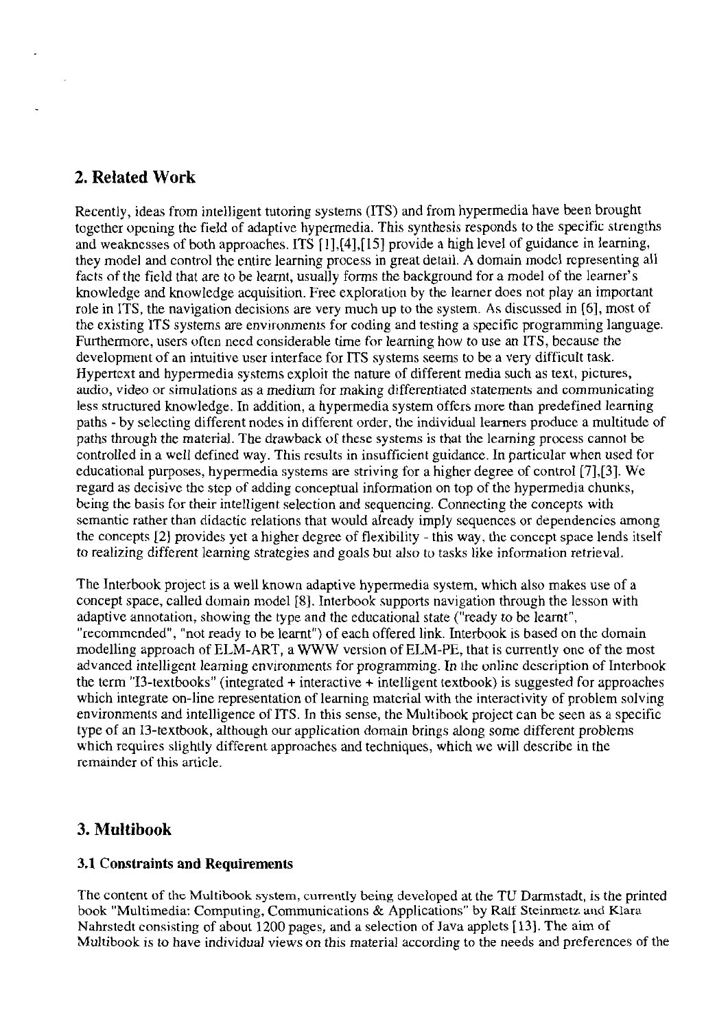## 2. Related Work

Recently, ideas from intelligent tutoring systems (ITS) and from hypermedia have been brought together opening the field of adaptive hypermedia. This synthesis responds to the specific strengths and weaknesses of both approaches. ITS [1],[4],[15] provide a high level of guidance in learning, they model and control the entire learning process in great detail. A domain model representing all facts of the field that are to be learnt, usually forms the background for a model of the learner's knowledge and knowledge acquisition. Free exploration by the learner does not play an important role in ITS, the navigation decisions are very much up to the system. As discussed in [6], most of the existing ITS systems are environments for coding and testing a specific programming language. Furthermore, users often need considerable time for learning how to use an ITS, because the development of an intuitive user interface for ITS systems seems to be a very difficult task. Hypertext and hypermedia systems exploit the nature of different media such as text, pictures, audio, video or simulations as a medium for making differentiated statements and communicating less structured knowledge. In addition, a hypermedia system offers more than predefined learning paths - by selecting different nodes in different order, the individual learners produce a multitude of paths through the material. The drawback of these systems is that the learning process cannot be controlled in a well defined way. This results in insufficient guidance. In particular when used for educational purposes, hypermedia systems are striving for a higher degree of control [7],[3]. We regard as decisive the step of adding conceptual information on top of the hypermedia chunks, being the basis for their intelligent selection and sequencing. Connecting the concepts with semantic rather than didactic relations that would already imply sequences or dependencies among the concepts [2] provides yet a higher degree of flexibility - this way, the concept space lends itself to realizing different learning strategies and goals but also to tasks like information retrieval.

The Interbook project is a well known adaptive hypermedia system, which also makes use of a concept space, called domain model [8]. Interbook supports navigation through the lesson with adaptive annotation, showing the type and the educational state ("ready to be learnt", "recommended", "not ready to be learnt") of each offered link. Interbook is based on the domain modelling approach of ELM-ART, a WWW version of ELM-PE, that is currently one of the most advanced intelligent learning environments for programming. In the online description of Interbook the term "I3-textbooks" (integrated + interactive + intelligent textbook) is suggested for approaches which integrate on-line representation of learning material with the interactivity of problem solving environments and intelligence of ITS. In this sense, the Multibook project can be seen as a specific type of an I3-textbook, although our application domain brings along some different problems which requires slightly different approaches and techniques, which we will describe in the remainder of this article.

## 3. Multibook

### 3.1 Constraints and Requirements

The content of the Multibook system, currently being developed at the TU Darmstadt, is the printed book "Multimedia: Computing, Communications & Applications" by Ralf Steinmetz and Klara Nahrstedt consisting of about 1200 pages, and a selection of Java applets [13]. The aim of Multibook is to have individual views on this material according to the needs and preferences of the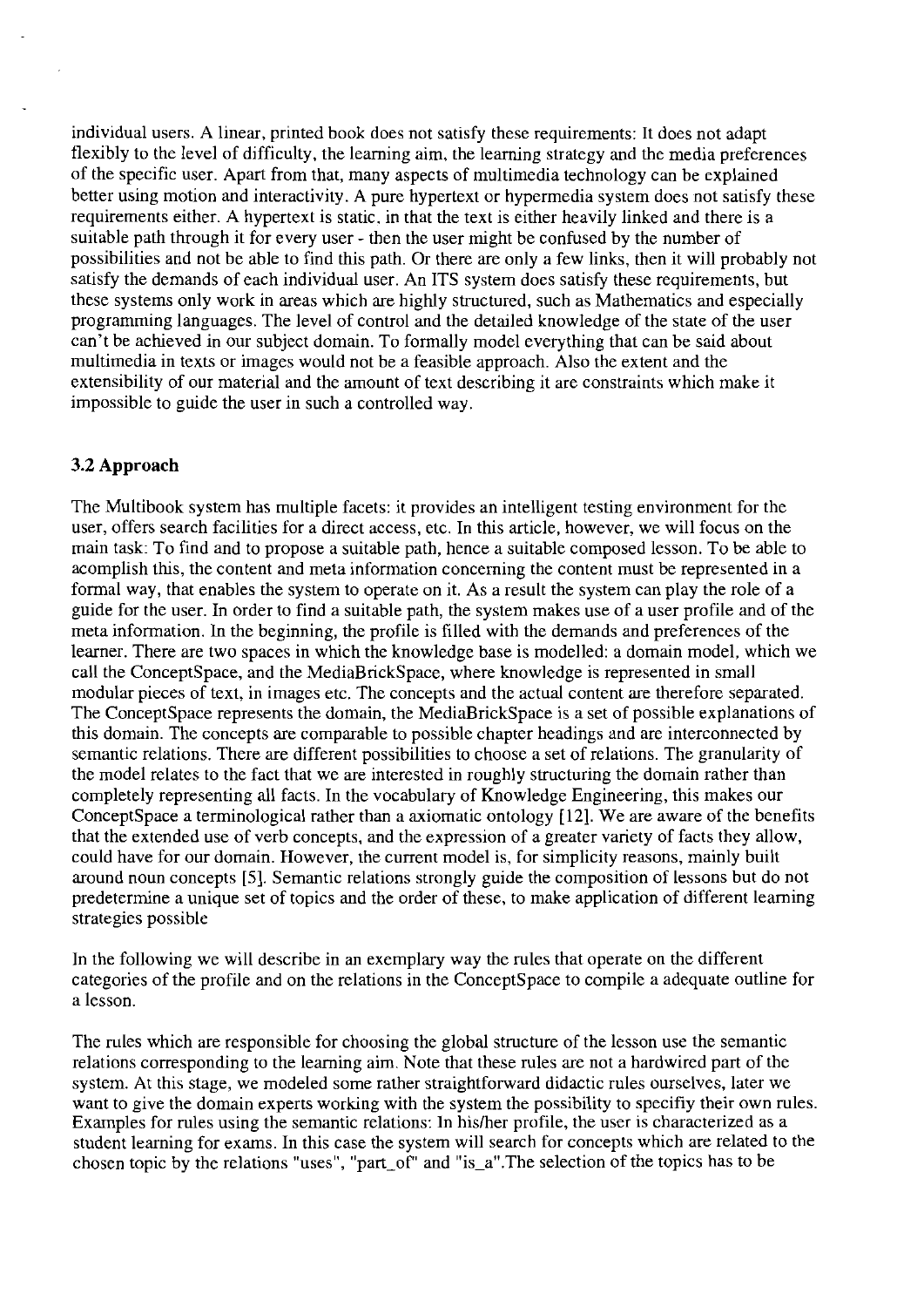individual users. A linear, printed book does not satisfy these requirements: It does not adapt flexibly to the level of difficulty, the learning aim, the learning strategy and the media preferences of the specific user. Apart from that, many aspects of multimedia technology can be explained better using motion and interactivity. A pure hypertext or hypermedia system does not satisfy these requirements either. A hypertext is static, in that the text is either heavily linked and there is a suitable path through it for every user - then the user might be confused by the number of possibilities and not be able to find this path. Or there are only a few links, then it will probably not satisfy the demands of each individual user. An ITS system does satisfy these requirements, but these systems only work in areas which are highly structured, such as Mathematics and especially programming languages. The level of control and the detailed knowledge of the state of the user can't be achieved in our subject domain. To formally model everything that can be said about multimedia in texts or images would not be a feasible approach. Also the extent and the extensibility of our material and the amount of text describing it are constraints which make it impossible to guide the user in such a controlled way.

### 3.2 Approach

The Multibook system has multiple facets: it provides an intelligent testing environment for the user, offers search facilities for a direct access, etc. In this article, however, we will focus on the main task: To find and to propose a suitable path, hence a suitable composed lesson. To be able to acomplish this, the content and meta information concerning the content must be represented in a formal way, that enables the system to operate on it. As a result the system can play the role of a guide for the user. In order to find a suitable path, the system makes use of a user profile and of the meta information. In the beginning, the profile is filled with the demands and preferences of the learner. There are two spaces in which the knowledge base is modelled: a domain model, which we call the ConceptSpace, and the MediaBrickSpace, where knowledge is represented in small modular pieces of text, in images etc. The concepts and the actual content are therefore separated. The ConceptSpace represents the domain, the MediaBrickSpace is a set of possible explanations of this domain. The concepts are comparable to possible chapter headings and are interconnected by semantic relations. There are different possibilities to choose a set of relations. The granularity of the model relates to the fact that we are interested in roughly structuring the domain rather than completely representing all facts. In the vocabulary of Knowledge Engineering, this makes our ConceptSpace a terminological rather than a axiomatic ontology [12]. We are aware of the benefits that the extended use of verb concepts, and the expression of a greater variety of facts they allow, could have for our domain. However, the current model is, for simplicity reasons, mainly built around noun concepts [5]. Semantic relations strongly guide the composition of lessons but do not predetermine a unique set of topics and the order of these, to make application of different learning strategies possible

In the following we will describe in an exemplary way the rules that operate on the different categories of the profile and on the relations in the ConceptSpace to compile a adequate outline for a lesson.

The rules which are responsible for choosing the global structure of the lesson use the semantic relations corresponding to the learning aim. Note that these rules are not a hardwired part of the system. At this stage, we modeled some rather straightforward didactic rules ourselves, later we want to give the domain experts working with the system the possibility to specifiy their own rules. Examples for rules using the semantic relations: In his/her profile, the user is characterized as a student learning for exams. In this case the system will search for concepts which are related to the chosen topic by the relations "uses", "part_of" and "is_a".The selection of the topics has to be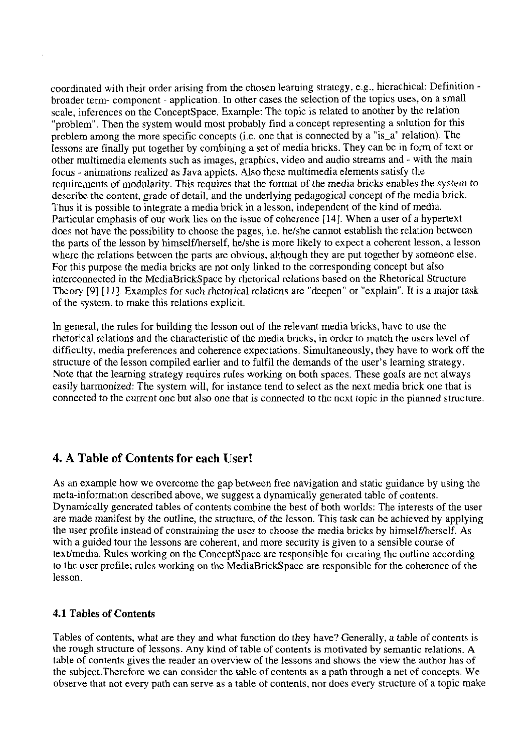coordinated with their order arising from the chosen learning strategy, e.g., hierachical: Definition - broader term- component - application. In other cases the selection of the topics uses, on a small scale, inferences on the ConceptSpace. Example: The topic is related to another by the relation "problem". Then the system would most probably find a concept representing a solution for this problem among the more specific concepts (i.e. one that is connected by a "is_a" relation). The lessons are finally put together by combining a set of media bricks. They can be in form of text or other multimedia elements such as images, graphics, video and audio streams and - with the main focus - animations realized as Java applets. Also these multimedia elements satisfy the requirements of modularity. This requires that the format of the media bricks enables the system to describe the content, grade of detail, and the underlying pedagogical concept of the media brick. Thus it is possible to integrate a media brick in a lesson, independent of the kind of media. Particular emphasis of our work lies on the issue of coherence [14]. When a user of a hypertext does not have the possibility to choose the pages, i.e. he/she cannot establish the relation between the parts of the lesson by himself/herself, he/she is more likely to expect a coherent lesson, a lesson where the relations between the parts are obvious, although they are put together by someone else. For this purpose the media bricks are not only linked to the corresponding concept but also interconnected in the MediaBrickSpace by rhetorical relations based on the Rhetorical Structure Theory [9] [11]. Examples for such rhetorical relations are "deepen" or "explain". It is a major task of the system, to make this relations explicit.

In general, the rules for building the lesson out of the relevant media bricks, have to use the rhetorical relations and the characteristic of the media bricks, in order to match the users level of difficulty, media preferences and coherence expectations. Simultaneously, they have to work off the structure of the lesson compiled earlier and to fulfil the demands of the user's learning strategy. Note that the learning strategy requires rules working on both spaces. These goals are not always easily harmonized: The system will, for instance tend to select as the next media brick one that is connected to the current one but also one that is connected to the next topic in the planned structure.

## 4. A Table of Contents for each User!

As an example how we overcome the gap between free navigation and static guidance by using the meta-information described above, we suggest a dynamically generated table of contents. Dynamically generated tables of contents combine the best of both worlds: The interests of the user are made manifest by the outline, the structure, of the lesson. This task can be achieved by applying the user profile instead of constraining the user to choose the media bricks by himself/herself. As with a guided tour the lessons are coherent, and more security is given to a sensible course of text/media. Rules working on the ConceptSpace are responsible for creating the outline according to the user profile; rules working on the MediaBrickSpace are responsible for the coherence of the lesson.

### 4.1 Tables of Contents

Tables of contents, what are they and what function do they have? Generally, a table of contents is the rough structure of lessons. Any kind of table of contents is motivated by semantic relations. A table of contents gives the reader an overview of the lessons and shows the view the author has of the subject.Therefore we can consider the table of contents as a path through a net of concepts. We observe that not every path can serve as a table of contents, nor does every structure of a topic make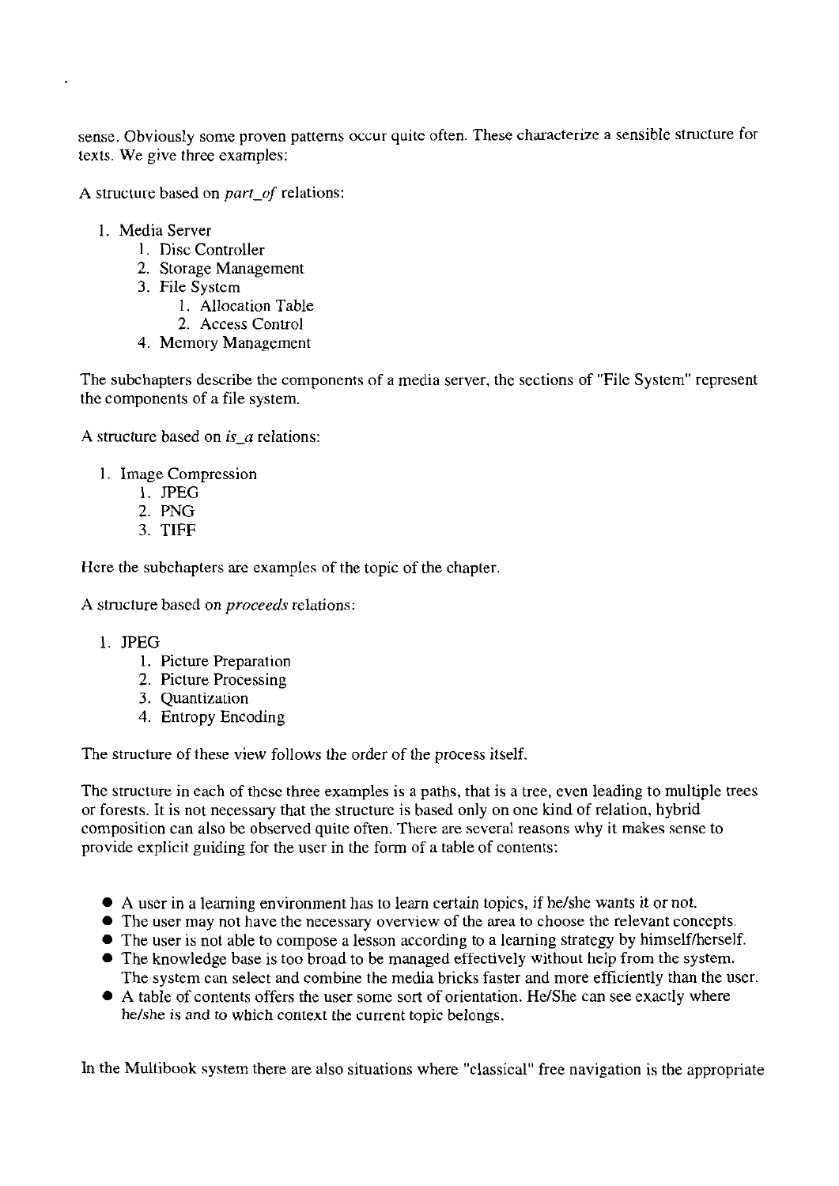sense. Obviously some proven patterns occur quite often. These characterize a sensible structure for texts. We give three examples:

A structure based on *part_of* relations:

1. Media Server
    1. Disc Controller
    2. Storage Management
    3. File System
        1. Allocation Table
        2. Access Control
    4. Memory Management

The subchapters describe the components of a media server, the sections of "File System" represent the components of a file system.

A structure based on *is_a* relations:

1. Image Compression
    1. JPEG
    2. PNG
    3. TIFF

Here the subchapters are examples of the topic of the chapter.

A structure based on *proceeds* relations:

1. JPEG
    1. Picture Preparation
    2. Picture Processing
    3. Quantization
    4. Entropy Encoding

The structure of these view follows the order of the process itself.

The structure in each of these three examples is a paths, that is a tree, even leading to multiple trees or forests. It is not necessary that the structure is based only on one kind of relation, hybrid composition can also be observed quite often. There are several reasons why it makes sense to provide explicit guiding for the user in the form of a table of contents:

- A user in a learning environment has to learn certain topics, if he/she wants it or not.
- The user may not have the necessary overview of the area to choose the relevant concepts.
- The user is not able to compose a lesson according to a learning strategy by himself/herself.
- The knowledge base is too broad to be managed effectively without help from the system. The system can select and combine the media bricks faster and more efficiently than the user.
- A table of contents offers the user some sort of orientation. He/She can see exactly where he/she is and to which context the current topic belongs.

In the Multibook system there are also situations where "classical" free navigation is the appropriate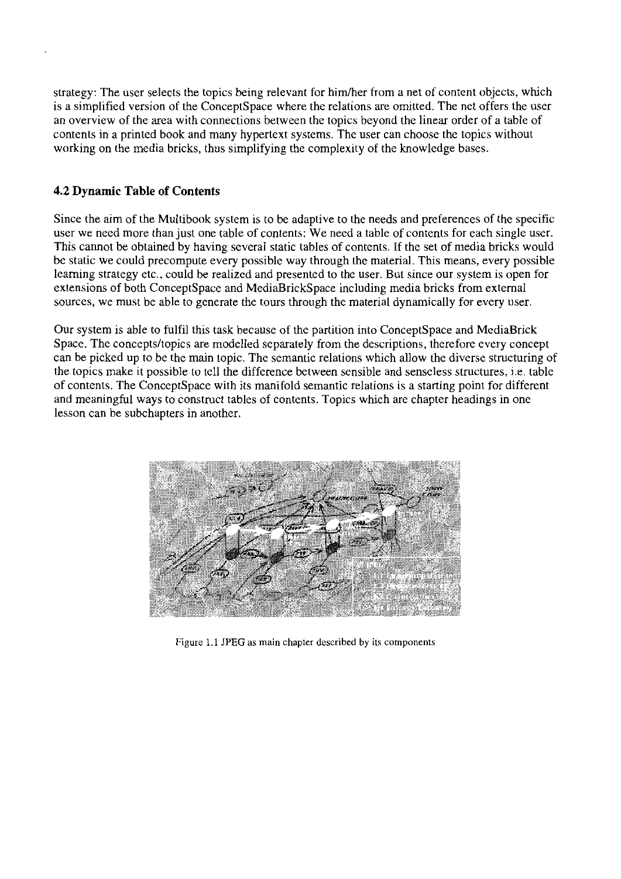strategy: The user selects the topics being relevant for him/her from a net of content objects, which is a simplified version of the ConceptSpace where the relations are omitted. The net offers the user an overview of the area with connections between the topics beyond the linear order of a table of contents in a printed book and many hypertext systems. The user can choose the topics without working on the media bricks, thus simplifying the complexity of the knowledge bases.

### 4.2 Dynamic Table of Contents

Since the aim of the Multibook system is to be adaptive to the needs and preferences of the specific user we need more than just one table of contents: We need a table of contents for each single user. This cannot be obtained by having several static tables of contents. If the set of media bricks would be static we could precompute every possible way through the material. This means, every possible learning strategy etc., could be realized and presented to the user. But since our system is open for extensions of both ConceptSpace and MediaBrickSpace including media bricks from external sources, we must be able to generate the tours through the material dynamically for every user.

Our system is able to fulfil this task because of the partition into ConceptSpace and MediaBrick Space. The concepts/topics are modelled separately from the descriptions, therefore every concept can be picked up to be the main topic. The semantic relations which allow the diverse structuring of the topics make it possible to tell the difference between sensible and senseless structures, i.e. table of contents. The ConceptSpace with its manifold semantic relations is a starting point for different and meaningful ways to construct tables of contents. Topics which are chapter headings in one lesson can be subchapters in another.

Figure 1.1 JPEG as main chapter described by its components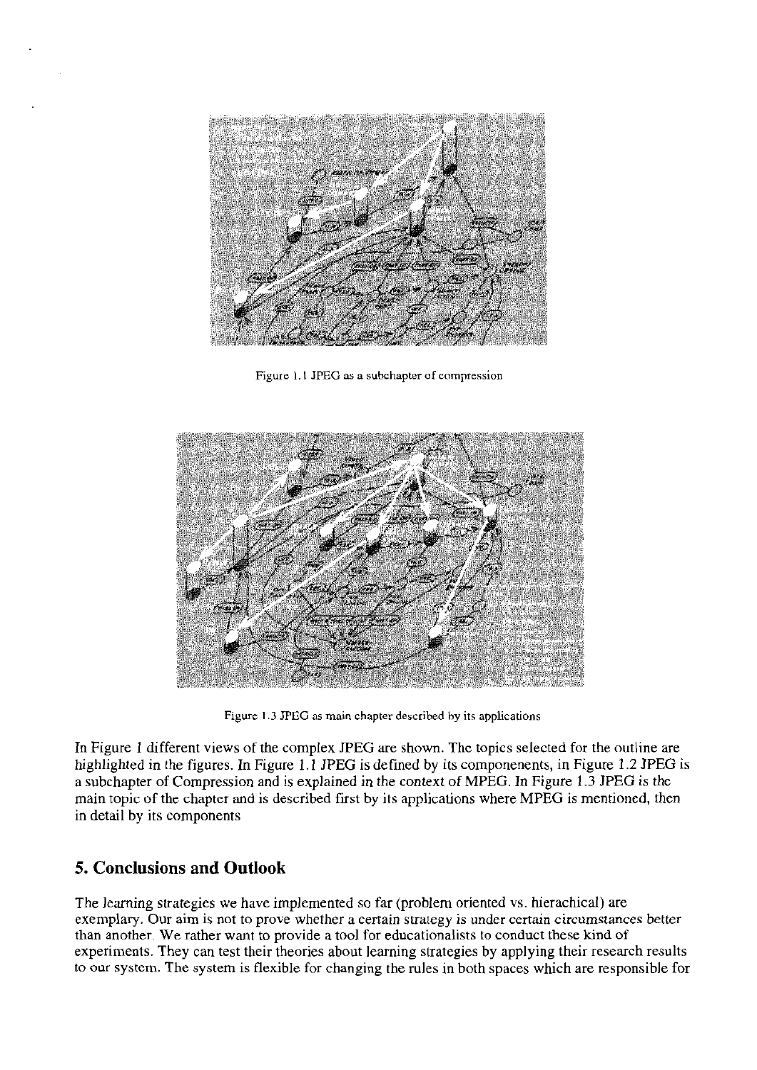Figure 1.1 JPEG as a subchapter of compression

Figure 1.3 JPEG as main chapter described by its applications

In Figure 1 different views of the complex JPEG are shown. The topics selected for the outline are highlighted in the figures. In Figure 1.1 JPEG is defined by its componenents, in Figure 1.2 JPEG is a subchapter of Compression and is explained in the context of MPEG. In Figure 1.3 JPEG is the main topic of the chapter and is described first by its applications where MPEG is mentioned, then in detail by its components

## 5. Conclusions and Outlook

The learning strategies we have implemented so far (problem oriented vs. hierachical) are exemplary. Our aim is not to prove whether a certain strategy is under certain circumstances better than another. We rather want to provide a tool for educationalists to conduct these kind of experiments. They can test their theories about learning strategies by applying their research results to our system. The system is flexible for changing the rules in both spaces which are responsible for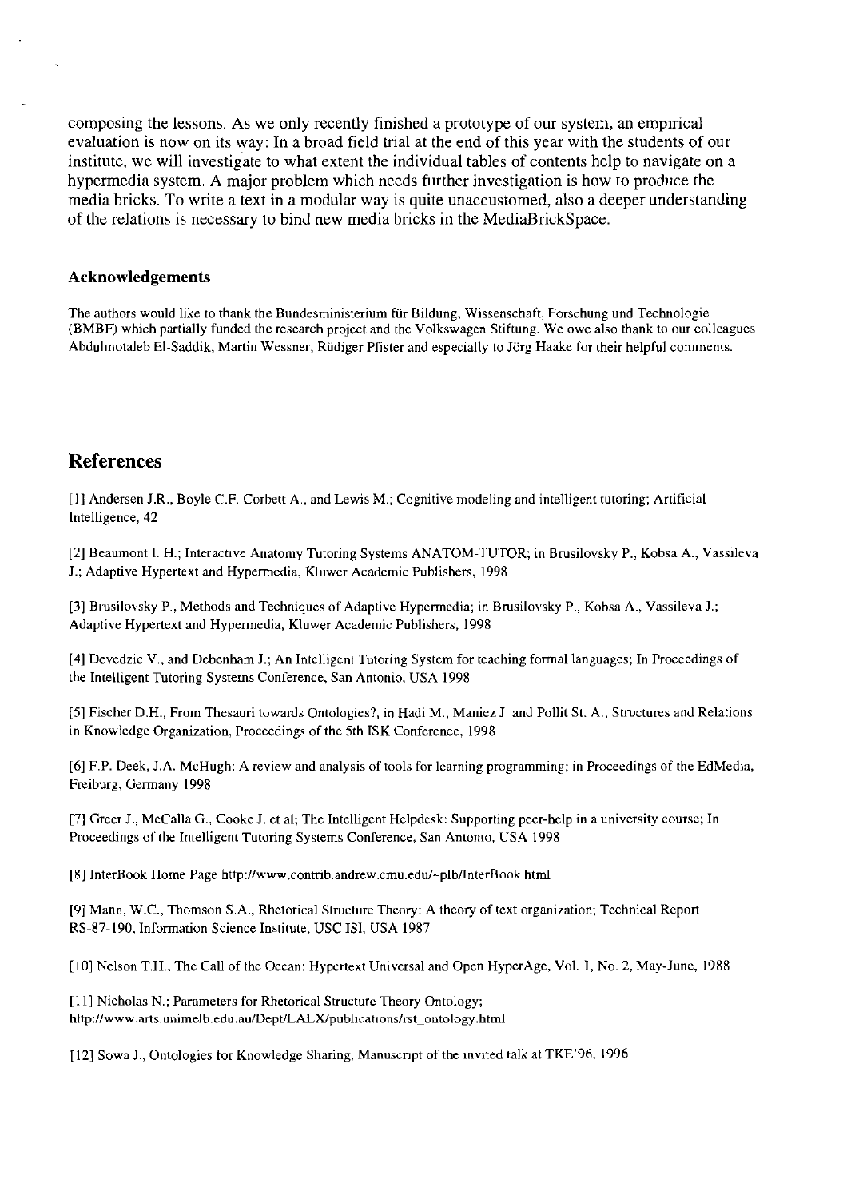composing the lessons. As we only recently finished a prototype of our system, an empirical evaluation is now on its way: In a broad field trial at the end of this year with the students of our institute, we will investigate to what extent the individual tables of contents help to navigate on a hypermedia system. A major problem which needs further investigation is how to produce the media bricks. To write a text in a modular way is quite unaccustomed, also a deeper understanding of the relations is necessary to bind new media bricks in the MediaBrickSpace.

### Acknowledgements

The authors would like to thank the Bundesministerium für Bildung, Wissenschaft, Forschung und Technologie (BMBF) which partially funded the research project and the Volkswagen Stiftung. We owe also thank to our colleagues Abdulmotaleb El-Saddik, Martin Wessner, Rüdiger Pfister and especially to Jörg Haake for their helpful comments.

## References

[1] Andersen J.R., Boyle C.F. Corbett A., and Lewis M.; Cognitive modeling and intelligent tutoring; Artificial Intelligence, 42

[2] Beaumont I. H.; Interactive Anatomy Tutoring Systems ANATOM-TUTOR; in Brusilovsky P., Kobsa A., Vassileva J.; Adaptive Hypertext and Hypermedia, Kluwer Academic Publishers, 1998

[3] Brusilovsky P., Methods and Techniques of Adaptive Hypermedia; in Brusilovsky P., Kobsa A., Vassileva J.; Adaptive Hypertext and Hypermedia, Kluwer Academic Publishers, 1998

[4] Devedzic V., and Debenham J.; An Intelligent Tutoring System for teaching formal languages; In Proceedings of the Intelligent Tutoring Systems Conference, San Antonio, USA 1998

[5] Fischer D.H., From Thesauri towards Ontologies?, in Hadi M., Maniez J. and Pollit St. A.; Structures and Relations in Knowledge Organization, Proceedings of the 5th ISK Conference, 1998

[6] F.P. Deek, J.A. McHugh: A review and analysis of tools for learning programming; in Proceedings of the EdMedia, Freiburg, Germany 1998

[7] Greer J., McCalla G., Cooke J. et al; The Intelligent Helpdesk: Supporting peer-help in a university course; In Proceedings of the Intelligent Tutoring Systems Conference, San Antonio, USA 1998

[8] InterBook Home Page http://www.contrib.andrew.cmu.edu/~plb/InterBook.html

[9] Mann, W.C., Thomson S.A., Rhetorical Structure Theory: A theory of text organization; Technical Report RS-87-190, Information Science Institute, USC ISI, USA 1987

[10] Nelson T.H., The Call of the Ocean: Hypertext Universal and Open HyperAge, Vol. 1, No. 2, May-June, 1988

[11] Nicholas N.; Parameters for Rhetorical Structure Theory Ontology; http://www.arts.unimelb.edu.au/Dept/LALX/publications/rst_ontology.html

[12] Sowa J., Ontologies for Knowledge Sharing, Manuscript of the invited talk at TKE'96, 1996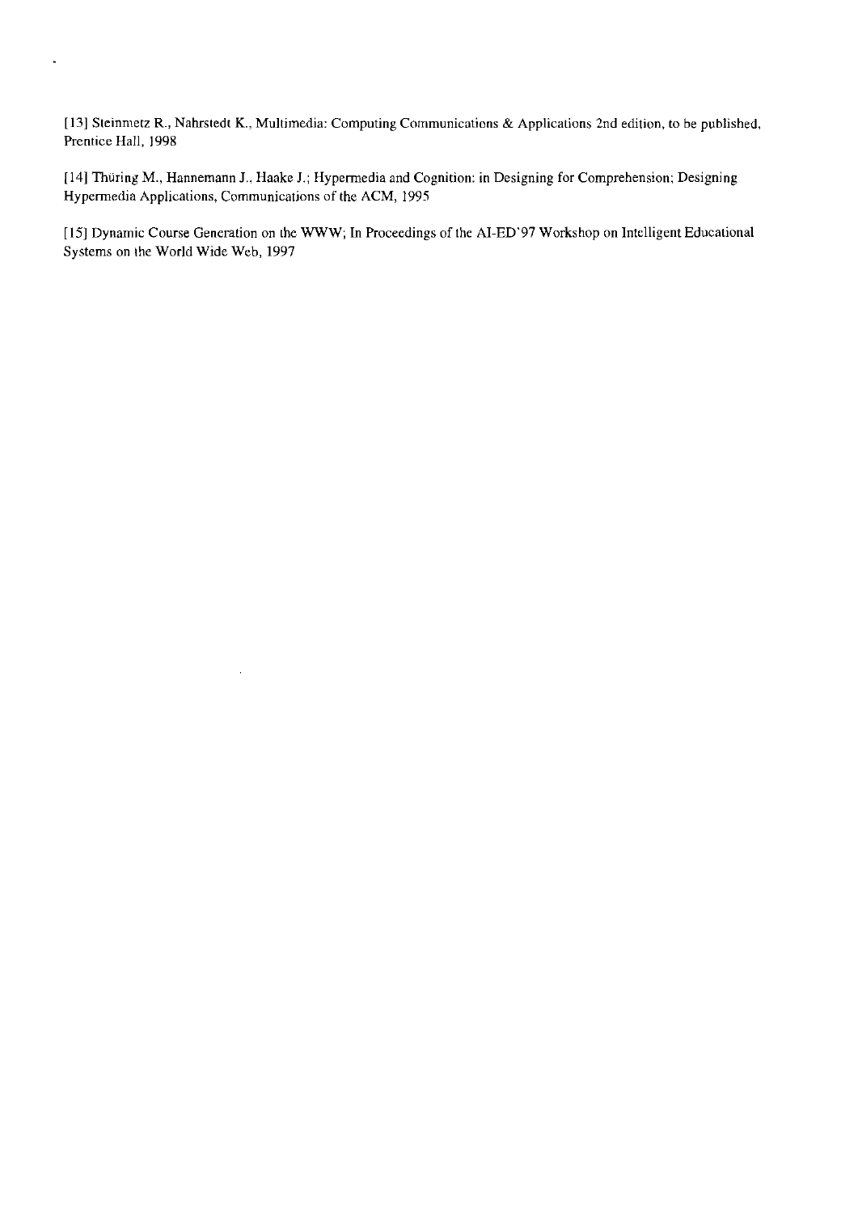[13] Steinmetz R., Nahrstedt K., Multimedia: Computing Communications & Applications 2nd edition, to be published, Prentice Hall, 1998

[14] Thüring M., Hannemann J., Haake J.; Hypermedia and Cognition: in Designing for Comprehension; Designing Hypermedia Applications, Communications of the ACM, 1995

[15] Dynamic Course Generation on the WWW; In Proceedings of the AI-ED'97 Workshop on Intelligent Educational Systems on the World Wide Web, 1997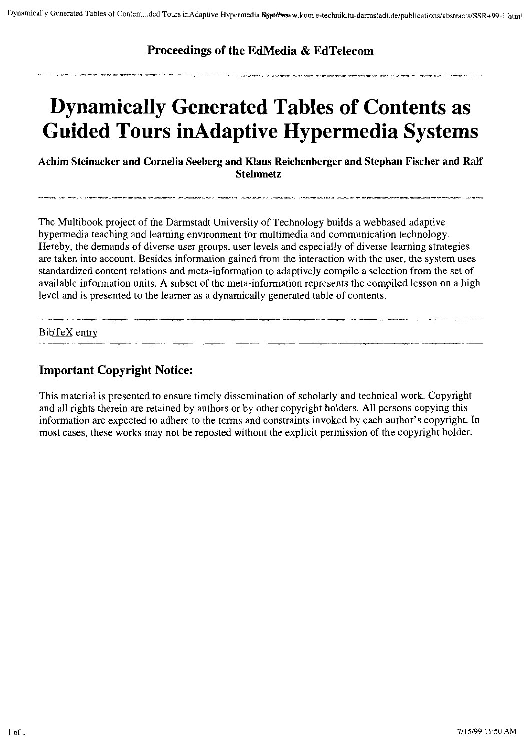**Proceedings of the EdMedia & EdTelecom**

# Dynamically Generated Tables of Contents as Guided Tours inAdaptive Hypermedia Systems

**Achim Steinacker and Cornelia Seeberg and Klaus Reichenberger and Stephan Fischer and Ralf Steinmetz**

The Multibook project of the Darmstadt University of Technology builds a webbased adaptive hypermedia teaching and learning environment for multimedia and communication technology. Hereby, the demands of diverse user groups, user levels and especially of diverse learning strategies are taken into account. Besides information gained from the interaction with the user, the system uses standardized content relations and meta-information to adaptively compile a selection from the set of available information units. A subset of the meta-information represents the compiled lesson on a high level and is presented to the learner as a dynamically generated table of contents.

BibTeX entry

## Important Copyright Notice:

This material is presented to ensure timely dissemination of scholarly and technical work. Copyright and all rights therein are retained by authors or by other copyright holders. All persons copying this information are expected to adhere to the terms and constraints invoked by each author's copyright. In most cases, these works may not be reposted without the explicit permission of the copyright holder.